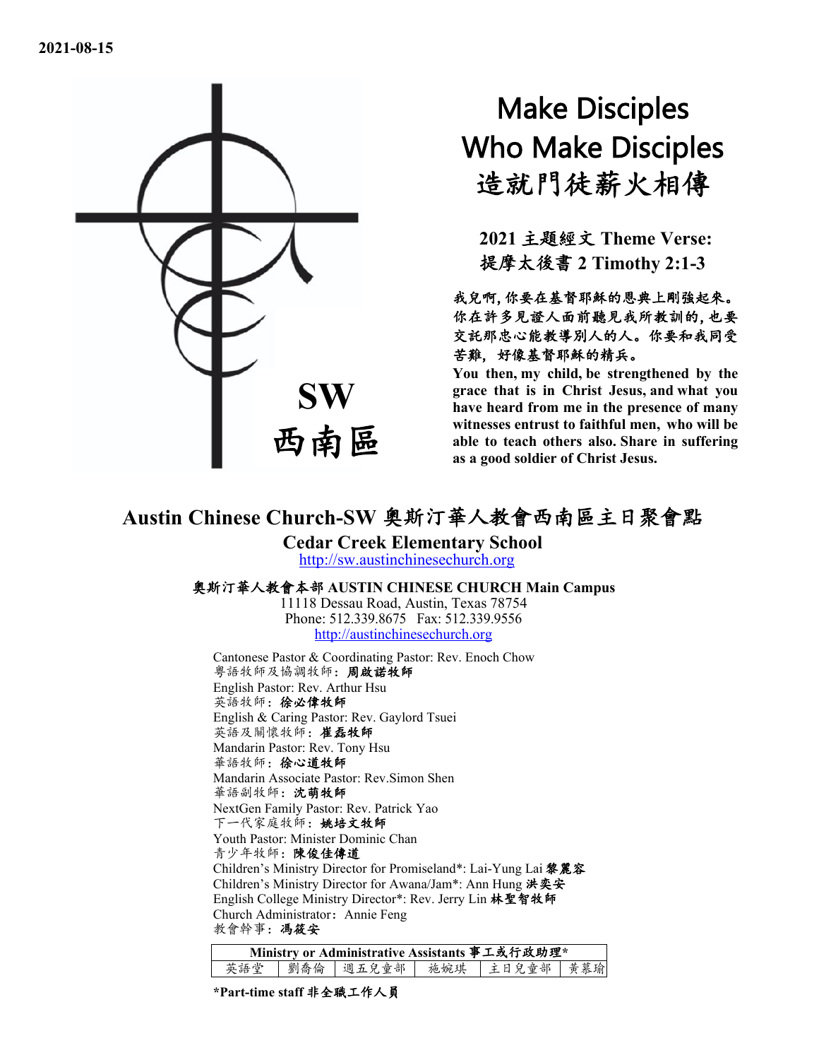**2021-08-15**

SW
西南區

# Make Disciples Who Make Disciples
# 造就門徒薪火相傳

**2021 主題經文 Theme Verse:**
**提摩太後書 2 Timothy 2:1-3**

**我兒啊, 你要在基督耶穌的恩典上剛強起來。你在許多見證人面前聽見我所教訓的, 也要交託那忠心能教導別人的人。你要和我同受苦難, 好像基督耶穌的精兵。**

**You then, my child, be strengthened by the grace that is in Christ Jesus, and what you have heard from me in the presence of many witnesses entrust to faithful men, who will be able to teach others also. Share in suffering as a good soldier of Christ Jesus.**

## Austin Chinese Church-SW 奧斯汀華人教會西南區主日聚會點

**Cedar Creek Elementary School**

http://sw.austinchinesechurch.org

**奧斯汀華人教會本部 AUSTIN CHINESE CHURCH Main Campus**

11118 Dessau Road, Austin, Texas 78754
Phone: 512.339.8675 Fax: 512.339.9556
http://austinchinesechurch.org

Cantonese Pastor & Coordinating Pastor: Rev. Enoch Chow
粵語牧師及協調牧師: **周啟諾牧師**
English Pastor: Rev. Arthur Hsu
英語牧師: **徐必偉牧師**
English & Caring Pastor: Rev. Gaylord Tsuei
英語及關懷牧師: **崔磊牧師**
Mandarin Pastor: Rev. Tony Hsu
華語牧師: **徐心道牧師**
Mandarin Associate Pastor: Rev.Simon Shen
華語副牧師: **沈萌牧師**
NextGen Family Pastor: Rev. Patrick Yao
下一代家庭牧師: **姚培文牧師**
Youth Pastor: Minister Dominic Chan
青少年牧師: **陳俊佳傳道**
Children's Ministry Director for Promiseland*: Lai-Yung Lai **黎麗容**
Children's Ministry Director for Awana/Jam*: Ann Hung **洪奕安**
English College Ministry Director*: Rev. Jerry Lin **林聖智牧師**
Church Administrator: Annie Feng
教會幹事: **馮筱安**

| **Ministry or Administrative Assistants 事工或行政助理*** | | | | | |
|---|---|---|---|---|---|
| 英語堂 | 劉喬倫 | 週五兒童部 | 施婉琪 | 主日兒童部 | 黃慕瑜 |

***Part-time staff 非全職工作人員**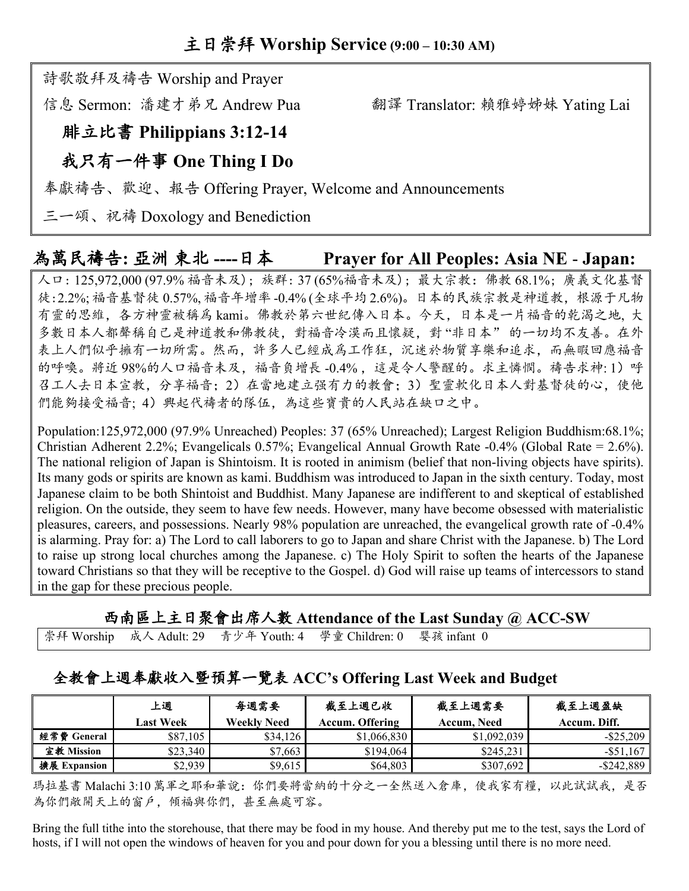## 主日崇拜 Worship Service (9:00 – 10:30 AM)

詩歌敬拜及禱告 Worship and Prayer

信息 Sermon: 潘建才弟兄 Andrew Pua　　翻譯 Translator: 賴雅婷姊妹 Yating Lai

### 腓立比書 Philippians 3:12-14

### 我只有一件事 One Thing I Do

奉獻禱告、歡迎、報告 Offering Prayer, Welcome and Announcements

三一頌、祝禱 Doxology and Benediction

## 為萬民禱告: 亞洲 東北 ---- 日本　Prayer for All Peoples: Asia NE - Japan:

人口: 125,972,000 (97.9% 福音未及)；族群: 37 (65%福音未及)；最大宗教：佛教 68.1%；廣義文化基督徒:2.2%; 福音基督徒 0.57%, 福音年增率 -0.4% (全球平均 2.6%)。日本的民族宗教是神道教，根源于凡物有靈的思維，各方神靈被稱爲 kami。佛教於第六世紀傳入日本。今天，日本是一片福音的乾渴之地，大多數日本人都聲稱自己是神道教和佛教徒，對福音冷漠而且懷疑，對"非日本" 的一切均不友善。在外表上人們似乎擁有一切所需。然而，許多人已經成爲工作狂，沉迷於物質享樂和追求，而無暇回應福音的呼喚。將近 98%的人口福音未及，福音負增長 -0.4%，這是令人警醒的。求主憐憫。禱告求神: 1）呼召工人去日本宣教，分享福音; 2）在當地建立强有力的教會; 3）聖靈軟化日本人對基督徒的心，使他們能夠接受福音; 4）興起代禱者的隊伍，為這些寶貴的人民站在缺口之中。

Population:125,972,000 (97.9% Unreached) Peoples: 37 (65% Unreached); Largest Religion Buddhism:68.1%; Christian Adherent 2.2%; Evangelicals 0.57%; Evangelical Annual Growth Rate -0.4% (Global Rate = 2.6%). The national religion of Japan is Shintoism. It is rooted in animism (belief that non-living objects have spirits). Its many gods or spirits are known as kami. Buddhism was introduced to Japan in the sixth century. Today, most Japanese claim to be both Shintoist and Buddhist. Many Japanese are indifferent to and skeptical of established religion. On the outside, they seem to have few needs. However, many have become obsessed with materialistic pleasures, careers, and possessions. Nearly 98% population are unreached, the evangelical growth rate of -0.4% is alarming. Pray for: a) The Lord to call laborers to go to Japan and share Christ with the Japanese. b) The Lord to raise up strong local churches among the Japanese. c) The Holy Spirit to soften the hearts of the Japanese toward Christians so that they will be receptive to the Gospel. d) God will raise up teams of intercessors to stand in the gap for these precious people.

## 西南區上主日聚會出席人數 Attendance of the Last Sunday @ ACC-SW

崇拜 Worship　成人 Adult: 29　青少年 Youth: 4　學童 Children: 0　嬰孩 infant 0

## 全教會上週奉獻收入暨預算一覽表 ACC's Offering Last Week and Budget

| | 上週 Last Week | 每週需要 Weekly Need | 截至上週已收 Accum. Offering | 截至上週需要 Accum, Need | 截至上週盈缺 Accum. Diff. |
|---|---|---|---|---|---|
| 經常費 General | $87,105 | $34,126 | $1,066,830 | $1,092,039 | -$25,209 |
| 宣教 Mission | $23,340 | $7,663 | $194,064 | $245,231 | -$51,167 |
| 擴展 Expansion | $2,939 | $9,615 | $64,803 | $307,692 | -$242,889 |

瑪拉基書 Malachi 3:10 萬軍之耶和華說：你們要將當納的十分之一全然送入倉庫，使我家有糧，以此試試我，是否為你們敞開天上的窗戶，傾福與你們，甚至無處可容。

Bring the full tithe into the storehouse, that there may be food in my house. And thereby put me to the test, says the Lord of hosts, if I will not open the windows of heaven for you and pour down for you a blessing until there is no more need.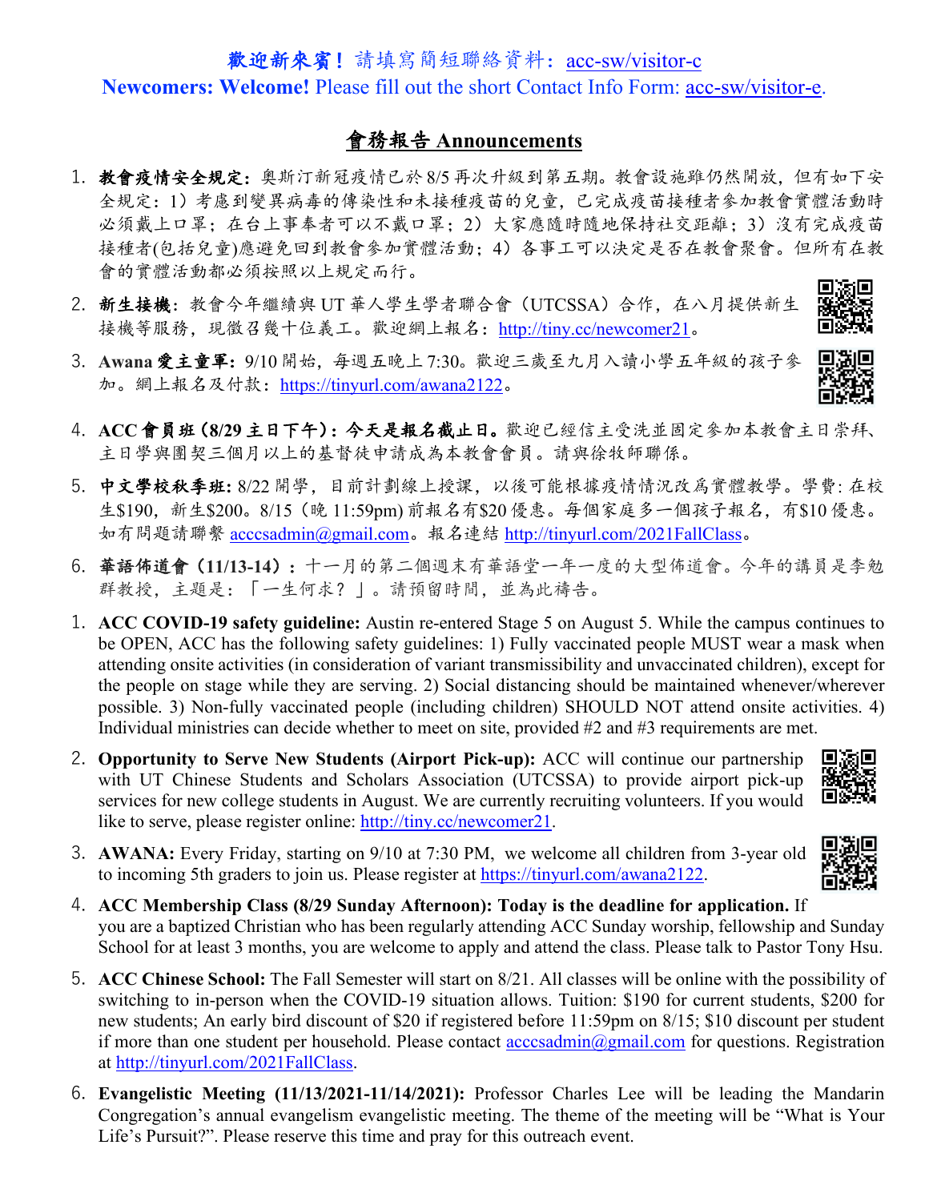**歡迎新來賓！** 請填寫簡短聯絡資料：acc-sw/visitor-c

**Newcomers: Welcome!** Please fill out the short Contact Info Form: acc-sw/visitor-e.

## 會務報告 Announcements

1. **教會疫情安全規定：** 奧斯汀新冠疫情已於 8/5 再次升級到第五期。教會設施雖仍然開放，但有如下安全規定：1）考慮到變異病毒的傳染性和未接種疫苗的兒童，已完成疫苗接種者參加教會實體活動時必須戴上口罩；在台上事奉者可以不戴口罩；2）大家應隨時隨地保持社交距離；3）沒有完成疫苗接種者(包括兒童)應避免回到教會參加實體活動；4）各事工可以決定是否在教會聚會。但所有在教會的實體活動都必須按照以上規定而行。
2. **新生接機：** 教會今年繼續與 UT 華人學生學者聯合會（UTCSSA）合作，在八月提供新生接機等服務，現徵召幾十位義工。歡迎網上報名：http://tiny.cc/newcomer21。
3. **Awana 愛主童軍：** 9/10 開始，每週五晚上 7:30。歡迎三歲至九月入讀小學五年級的孩子參加。網上報名及付款：https://tinyurl.com/awana2122。
4. **ACC 會員班（8/29 主日下午）：今天是報名截止日。** 歡迎已經信主受洗並固定參加本教會主日崇拜、主日學與團契三個月以上的基督徒申請成為本教會會員。請與徐牧師聯係。
5. **中文學校秋季班：** 8/22 開學，目前計劃線上授課，以後可能根據疫情情況改爲實體教學。學費：在校生$190，新生$200。8/15（晚 11:59pm）前報名有$20 優惠。每個家庭多一個孩子報名，有$10 優惠。如有問題請聯繫 acccsadmin@gmail.com。報名連結 http://tinyurl.com/2021FallClass。
6. **華語佈道會（11/13-14）：** 十一月的第二個週末有華語堂一年一度的大型佈道會。今年的講員是李勉群教授，主題是：「一生何求？」。請預留時間，並為此禱告。

1. **ACC COVID-19 safety guideline:** Austin re-entered Stage 5 on August 5. While the campus continues to be OPEN, ACC has the following safety guidelines: 1) Fully vaccinated people MUST wear a mask when attending onsite activities (in consideration of variant transmissibility and unvaccinated children), except for the people on stage while they are serving. 2) Social distancing should be maintained whenever/wherever possible. 3) Non-fully vaccinated people (including children) SHOULD NOT attend onsite activities. 4) Individual ministries can decide whether to meet on site, provided #2 and #3 requirements are met.
2. **Opportunity to Serve New Students (Airport Pick-up):** ACC will continue our partnership with UT Chinese Students and Scholars Association (UTCSSA) to provide airport pick-up services for new college students in August. We are currently recruiting volunteers. If you would like to serve, please register online: http://tiny.cc/newcomer21.
3. **AWANA:** Every Friday, starting on 9/10 at 7:30 PM, we welcome all children from 3-year old to incoming 5th graders to join us. Please register at https://tinyurl.com/awana2122.
4. **ACC Membership Class (8/29 Sunday Afternoon): Today is the deadline for application.** If you are a baptized Christian who has been regularly attending ACC Sunday worship, fellowship and Sunday School for at least 3 months, you are welcome to apply and attend the class. Please talk to Pastor Tony Hsu.
5. **ACC Chinese School:** The Fall Semester will start on 8/21. All classes will be online with the possibility of switching to in-person when the COVID-19 situation allows. Tuition: $190 for current students, $200 for new students; An early bird discount of $20 if registered before 11:59pm on 8/15; $10 discount per student if more than one student per household. Please contact acccsadmin@gmail.com for questions. Registration at http://tinyurl.com/2021FallClass.
6. **Evangelistic Meeting (11/13/2021-11/14/2021):** Professor Charles Lee will be leading the Mandarin Congregation's annual evangelism evangelistic meeting. The theme of the meeting will be "What is Your Life's Pursuit?". Please reserve this time and pray for this outreach event.